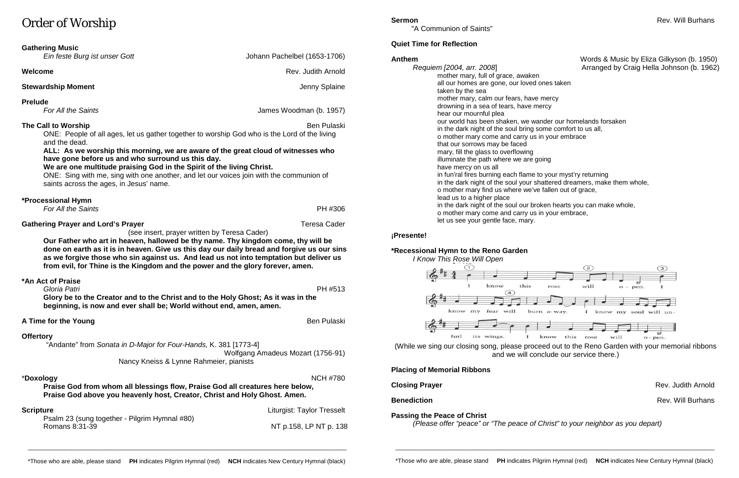# Order of Worship

**Gathering Music**
*Ein feste Burg ist unser Gott* — Johann Pachelbel (1653-1706)

**Welcome** — Rev. Judith Arnold

**Stewardship Moment** — Jenny Splaine

**Prelude**
*For All the Saints* — James Woodman (b. 1957)

**The Call to Worship** — Ben Pulaski

ONE: People of all ages, let us gather together to worship God who is the Lord of the living and the dead.

**ALL: As we worship this morning, we are aware of the great cloud of witnesses who have gone before us and who surround us this day.**
**We are one multitude praising God in the Spirit of the living Christ.**

ONE: Sing with me, sing with one another, and let our voices join with the communion of saints across the ages, in Jesus' name.

**\*Processional Hymn**
*For All the Saints* — PH #306

**Gathering Prayer and Lord's Prayer** — Teresa Cader
(see insert, prayer written by Teresa Cader)

**Our Father who art in heaven, hallowed be thy name. Thy kingdom come, thy will be done on earth as it is in heaven. Give us this day our daily bread and forgive us our sins as we forgive those who sin against us. And lead us not into temptation but deliver us from evil, for Thine is the Kingdom and the power and the glory forever, amen.**

**\*An Act of Praise**
*Gloria Patri* — PH #513

**Glory be to the Creator and to the Christ and to the Holy Ghost; As it was in the beginning, is now and ever shall be; World without end, amen, amen.**

**A Time for the Young** — Ben Pulaski

**Offertory**
"Andante" from *Sonata in D-Major for Four-Hands,* K. 381 [1773-4]
Wolfgang Amadeus Mozart (1756-91)
Nancy Kneiss & Lynne Rahmeier, pianists

\***Doxology** — NCH #780

**Praise God from whom all blessings flow, Praise God all creatures here below, Praise God above you heavenly host, Creator, Christ and Holy Ghost. Amen.**

**Scripture** — Liturgist: Taylor Tresselt
Psalm 23 (sung together - Pilgrim Hymnal #80)
Romans 8:31-39 — NT p.158, LP NT p. 138

**Sermon** — Rev. Will Burhans
"A Communion of Saints"

**Quiet Time for Reflection**

**Anthem** — Words & Music by Eliza Gilkyson (b. 1950)
*Requiem [2004, arr. 2008*] — Arranged by Craig Hella Johnson (b. 1962)

mother mary, full of grace, awaken
all our homes are gone, our loved ones taken
taken by the sea
mother mary, calm our fears, have mercy
drowning in a sea of tears, have mercy
hear our mournful plea
our world has been shaken, we wander our homelands forsaken
in the dark night of the soul bring some comfort to us all,
o mother mary come and carry us in your embrace
that our sorrows may be faced
mary, fill the glass to overflowing
illuminate the path where we are going
have mercy on us all
in fun'ral fires burning each flame to your myst'ry returning
in the dark night of the soul your shattered dreamers, make them whole,
o mother mary find us where we've fallen out of grace,
lead us to a higher place
in the dark night of the soul our broken hearts you can make whole,
o mother mary come and carry us in your embrace,
let us see your gentle face, mary.

**¡Presente!**

**\*Recessional Hymn to the Reno Garden**
*I Know This Rose Will Open*

I know this rose will open. I know my fear will burn away. I know my soul will unfurl its wings. I know this rose will open.

(While we sing our closing song, please proceed out to the Reno Garden with your memorial ribbons and we will conclude our service there.)

**Placing of Memorial Ribbons**

**Closing Prayer** — Rev. Judith Arnold

**Benediction** — Rev. Will Burhans

**Passing the Peace of Christ**
*(Please offer "peace" or "The peace of Christ" to your neighbor as you depart)*

\*Those who are able, please stand **PH** indicates Pilgrim Hymnal (red) **NCH** indicates New Century Hymnal (black)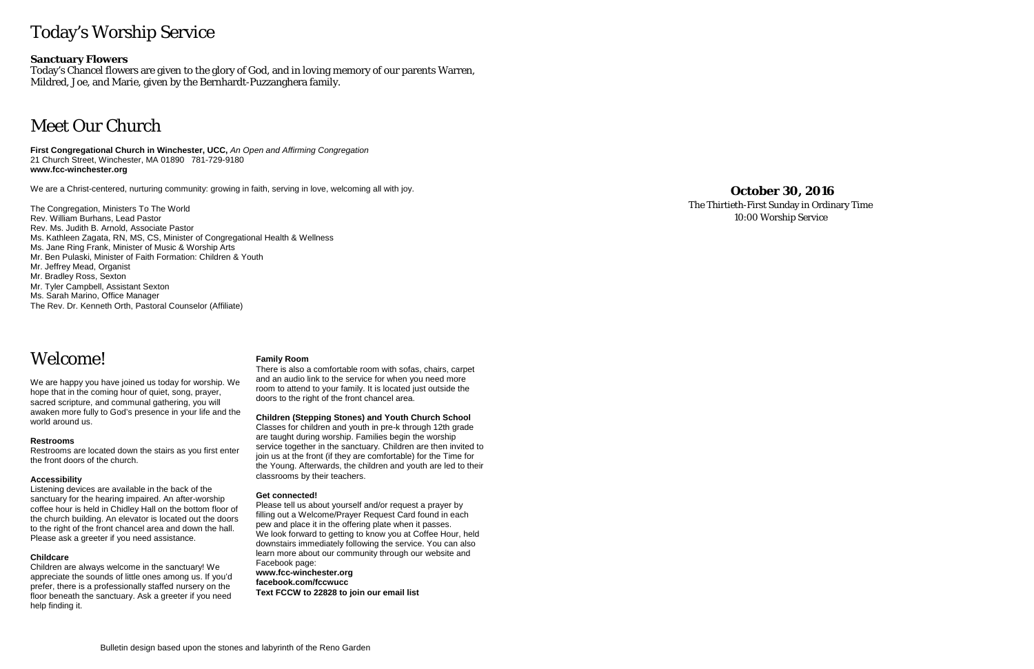# Today's Worship Service

**Sanctuary Flowers**
Today's Chancel flowers are given to the glory of God, and in loving memory of our parents Warren, Mildred, Joe, and Marie, given by the Bernhardt-Puzzanghera family.

# Meet Our Church

**First Congregational Church in Winchester, UCC,** *An Open and Affirming Congregation*
21 Church Street, Winchester, MA 01890   781-729-9180
**www.fcc-winchester.org**

We are a Christ-centered, nurturing community: growing in faith, serving in love, welcoming all with joy.

The Congregation, Ministers To The World
Rev. William Burhans, Lead Pastor
Rev. Ms. Judith B. Arnold, Associate Pastor
Ms. Kathleen Zagata, RN, MS, CS, Minister of Congregational Health & Wellness
Ms. Jane Ring Frank, Minister of Music & Worship Arts
Mr. Ben Pulaski, Minister of Faith Formation: Children & Youth
Mr. Jeffrey Mead, Organist
Mr. Bradley Ross, Sexton
Mr. Tyler Campbell, Assistant Sexton
Ms. Sarah Marino, Office Manager
The Rev. Dr. Kenneth Orth, Pastoral Counselor (Affiliate)

# Welcome!

We are happy you have joined us today for worship. We hope that in the coming hour of quiet, song, prayer, sacred scripture, and communal gathering, you will awaken more fully to God's presence in your life and the world around us.

**Restrooms**
Restrooms are located down the stairs as you first enter the front doors of the church.

**Accessibility**
Listening devices are available in the back of the sanctuary for the hearing impaired. An after-worship coffee hour is held in Chidley Hall on the bottom floor of the church building. An elevator is located out the doors to the right of the front chancel area and down the hall. Please ask a greeter if you need assistance.

**Childcare**
Children are always welcome in the sanctuary! We appreciate the sounds of little ones among us. If you'd prefer, there is a professionally staffed nursery on the floor beneath the sanctuary. Ask a greeter if you need help finding it.

**Family Room**
There is also a comfortable room with sofas, chairs, carpet and an audio link to the service for when you need more room to attend to your family. It is located just outside the doors to the right of the front chancel area.

**Children (Stepping Stones) and Youth Church School**
Classes for children and youth in pre-k through 12th grade are taught during worship. Families begin the worship service together in the sanctuary. Children are then invited to join us at the front (if they are comfortable) for the Time for the Young. Afterwards, the children and youth are led to their classrooms by their teachers.

**Get connected!**
Please tell us about yourself and/or request a prayer by filling out a Welcome/Prayer Request Card found in each pew and place it in the offering plate when it passes.
We look forward to getting to know you at Coffee Hour, held downstairs immediately following the service. You can also learn more about our community through our website and Facebook page:
**www.fcc-winchester.org**
**facebook.com/fccwucc**
**Text FCCW to 22828 to join our email list**

Bulletin design based upon the stones and labyrinth of the Reno Garden

**October 30, 2016**
The Thirtieth-First Sunday in Ordinary Time
10:00 Worship Service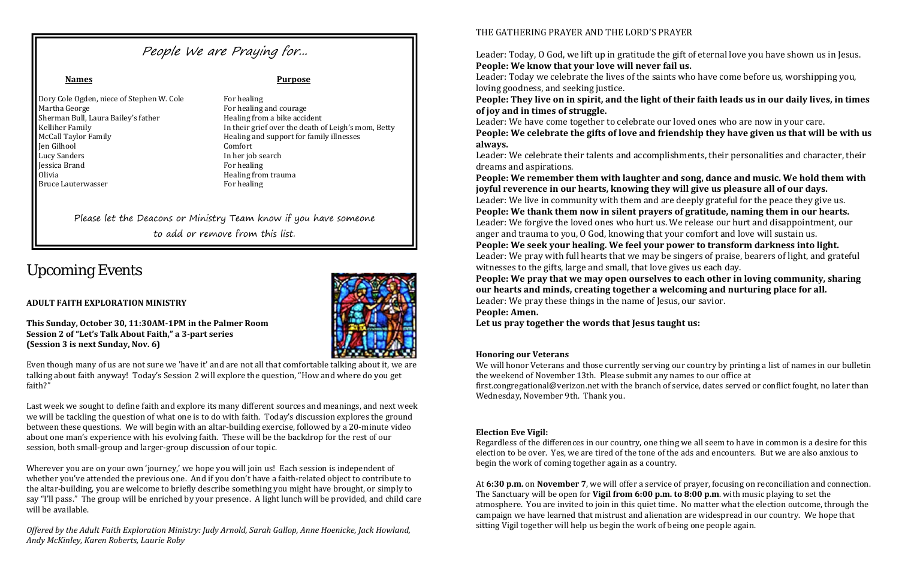## People We are Praying for...

| Names | Purpose |
|---|---|
| Dory Cole Ogden, niece of Stephen W. Cole | For healing |
| Martha George | For healing and courage |
| Sherman Bull, Laura Bailey's father | Healing from a bike accident |
| Kelliher Family | In their grief over the death of Leigh's mom, Betty |
| McCall Taylor Family | Healing and support for family illnesses |
| Jen Gilhool | Comfort |
| Lucy Sanders | In her job search |
| Jessica Brand | For healing |
| Olivia | Healing from trauma |
| Bruce Lauterwasser | For healing |

Please let the Deacons or Ministry Team know if you have someone to add or remove from this list.

# Upcoming Events

**ADULT FAITH EXPLORATION MINISTRY**

**This Sunday, October 30, 11:30AM-1PM in the Palmer Room**
**Session 2 of "Let's Talk About Faith," a 3-part series**
**(Session 3 is next Sunday, Nov. 6)**

Even though many of us are not sure we 'have it' and are not all that comfortable talking about it, we are talking about faith anyway! Today's Session 2 will explore the question, "How and where do you get faith?"

Last week we sought to define faith and explore its many different sources and meanings, and next week we will be tackling the question of what one is to do with faith. Today's discussion explores the ground between these questions. We will begin with an altar-building exercise, followed by a 20-minute video about one man's experience with his evolving faith. These will be the backdrop for the rest of our session, both small-group and larger-group discussion of our topic.

Wherever you are on your own 'journey,' we hope you will join us! Each session is independent of whether you've attended the previous one. And if you don't have a faith-related object to contribute to the altar-building, you are welcome to briefly describe something you might have brought, or simply to say "I'll pass." The group will be enriched by your presence. A light lunch will be provided, and child care will be available.

*Offered by the Adult Faith Exploration Ministry: Judy Arnold, Sarah Gallop, Anne Hoenicke, Jack Howland, Andy McKinley, Karen Roberts, Laurie Roby*

THE GATHERING PRAYER AND THE LORD'S PRAYER

Leader: Today, O God, we lift up in gratitude the gift of eternal love you have shown us in Jesus.
**People: We know that your love will never fail us.**
Leader: Today we celebrate the lives of the saints who have come before us, worshipping you, loving goodness, and seeking justice.
**People: They live on in spirit, and the light of their faith leads us in our daily lives, in times of joy and in times of struggle.**
Leader: We have come together to celebrate our loved ones who are now in your care.
**People: We celebrate the gifts of love and friendship they have given us that will be with us always.**
Leader: We celebrate their talents and accomplishments, their personalities and character, their dreams and aspirations.
**People: We remember them with laughter and song, dance and music. We hold them with joyful reverence in our hearts, knowing they will give us pleasure all of our days.**
Leader: We live in community with them and are deeply grateful for the peace they give us.
**People: We thank them now in silent prayers of gratitude, naming them in our hearts.**
Leader: We forgive the loved ones who hurt us. We release our hurt and disappointment, our anger and trauma to you, O God, knowing that your comfort and love will sustain us.
**People: We seek your healing. We feel your power to transform darkness into light.**
Leader: We pray with full hearts that we may be singers of praise, bearers of light, and grateful witnesses to the gifts, large and small, that love gives us each day.
**People: We pray that we may open ourselves to each other in loving community, sharing our hearts and minds, creating together a welcoming and nurturing place for all.**
Leader: We pray these things in the name of Jesus, our savior.
**People: Amen.**
**Let us pray together the words that Jesus taught us:**

**Honoring our Veterans**
We will honor Veterans and those currently serving our country by printing a list of names in our bulletin the weekend of November 13th. Please submit any names to our office at first.congregational@verizon.net with the branch of service, dates served or conflict fought, no later than Wednesday, November 9th. Thank you.

**Election Eve Vigil:**
Regardless of the differences in our country, one thing we all seem to have in common is a desire for this election to be over. Yes, we are tired of the tone of the ads and encounters. But we are also anxious to begin the work of coming together again as a country.

At **6:30 p.m.** on **November 7**, we will offer a service of prayer, focusing on reconciliation and connection. The Sanctuary will be open for **Vigil from 6:00 p.m. to 8:00 p.m**. with music playing to set the atmosphere. You are invited to join in this quiet time. No matter what the election outcome, through the campaign we have learned that mistrust and alienation are widespread in our country. We hope that sitting Vigil together will help us begin the work of being one people again.